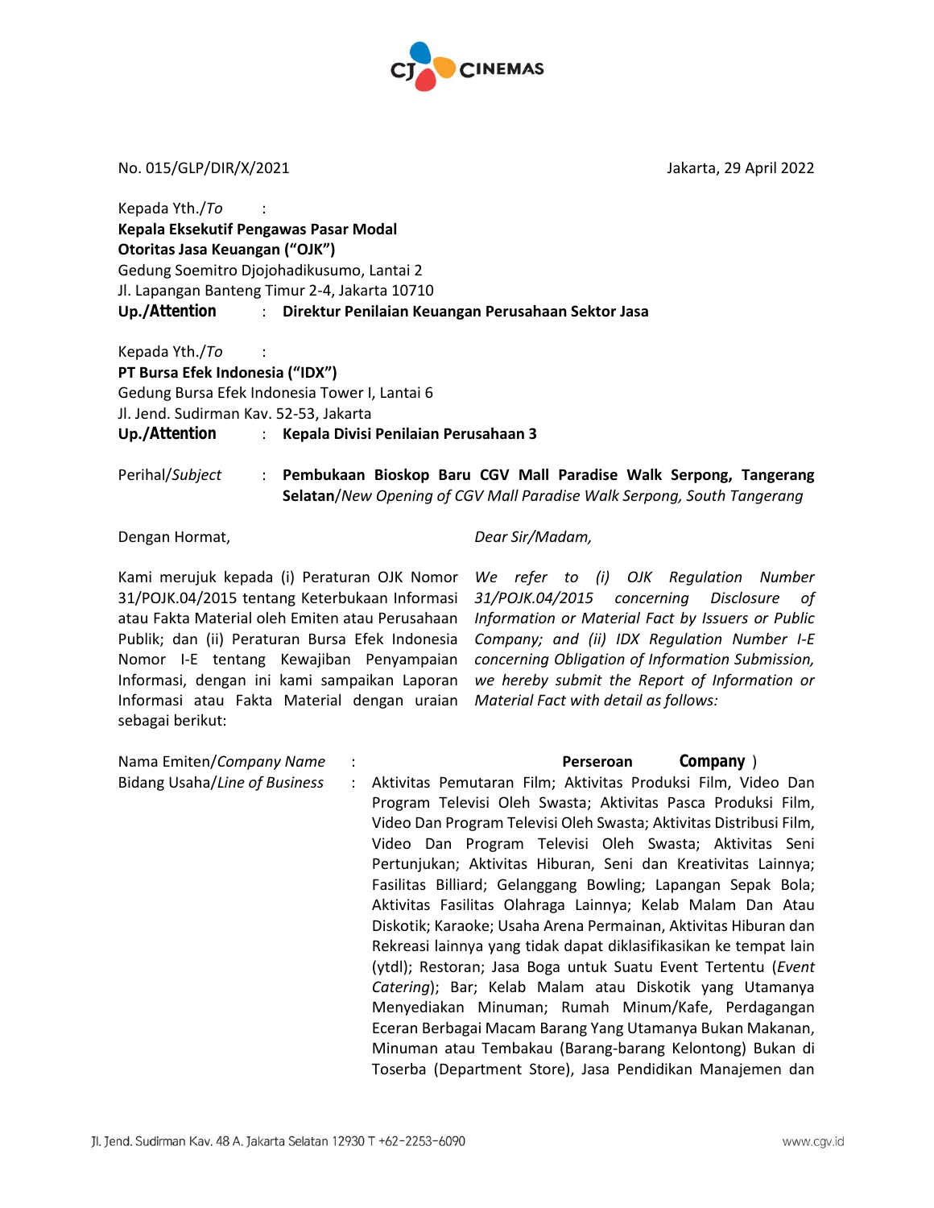No. 015/GLP/DIR/X/2021

Jakarta, 29 April 2022

Kepada Yth./*To* :
**Kepala Eksekutif Pengawas Pasar Modal**
**Otoritas Jasa Keuangan ("OJK")**
Gedung Soemitro Djojohadikusumo, Lantai 2
Jl. Lapangan Banteng Timur 2-4, Jakarta 10710
**Up./Attention** : **Direktur Penilaian Keuangan Perusahaan Sektor Jasa**

Kepada Yth./*To* :
**PT Bursa Efek Indonesia ("IDX")**
Gedung Bursa Efek Indonesia Tower I, Lantai 6
Jl. Jend. Sudirman Kav. 52-53, Jakarta
**Up./Attention** : **Kepala Divisi Penilaian Perusahaan 3**

Perihal/*Subject* : **Pembukaan Bioskop Baru CGV Mall Paradise Walk Serpong, Tangerang Selatan**/*New Opening of CGV Mall Paradise Walk Serpong, South Tangerang*

Dengan Hormat,

*Dear Sir/Madam,*

Kami merujuk kepada (i) Peraturan OJK Nomor 31/POJK.04/2015 tentang Keterbukaan Informasi atau Fakta Material oleh Emiten atau Perusahaan Publik; dan (ii) Peraturan Bursa Efek Indonesia Nomor I-E tentang Kewajiban Penyampaian Informasi, dengan ini kami sampaikan Laporan Informasi atau Fakta Material dengan uraian sebagai berikut:

*We refer to (i) OJK Regulation Number 31/POJK.04/2015 concerning Disclosure of Information or Material Fact by Issuers or Public Company; and (ii) IDX Regulation Number I-E concerning Obligation of Information Submission, we hereby submit the Report of Information or Material Fact with detail as follows:*

Nama Emiten/*Company Name* : **Perseroan Company** )

Bidang Usaha/*Line of Business* : Aktivitas Pemutaran Film; Aktivitas Produksi Film, Video Dan Program Televisi Oleh Swasta; Aktivitas Pasca Produksi Film, Video Dan Program Televisi Oleh Swasta; Aktivitas Distribusi Film, Video Dan Program Televisi Oleh Swasta; Aktivitas Seni Pertunjukan; Aktivitas Hiburan, Seni dan Kreativitas Lainnya; Fasilitas Billiard; Gelanggang Bowling; Lapangan Sepak Bola; Aktivitas Fasilitas Olahraga Lainnya; Kelab Malam Dan Atau Diskotik; Karaoke; Usaha Arena Permainan, Aktivitas Hiburan dan Rekreasi lainnya yang tidak dapat diklasifikasikan ke tempat lain (ytdl); Restoran; Jasa Boga untuk Suatu Event Tertentu (*Event Catering*); Bar; Kelab Malam atau Diskotik yang Utamanya Menyediakan Minuman; Rumah Minum/Kafe, Perdagangan Eceran Berbagai Macam Barang Yang Utamanya Bukan Makanan, Minuman atau Tembakau (Barang-barang Kelontong) Bukan di Toserba (Department Store), Jasa Pendidikan Manajemen dan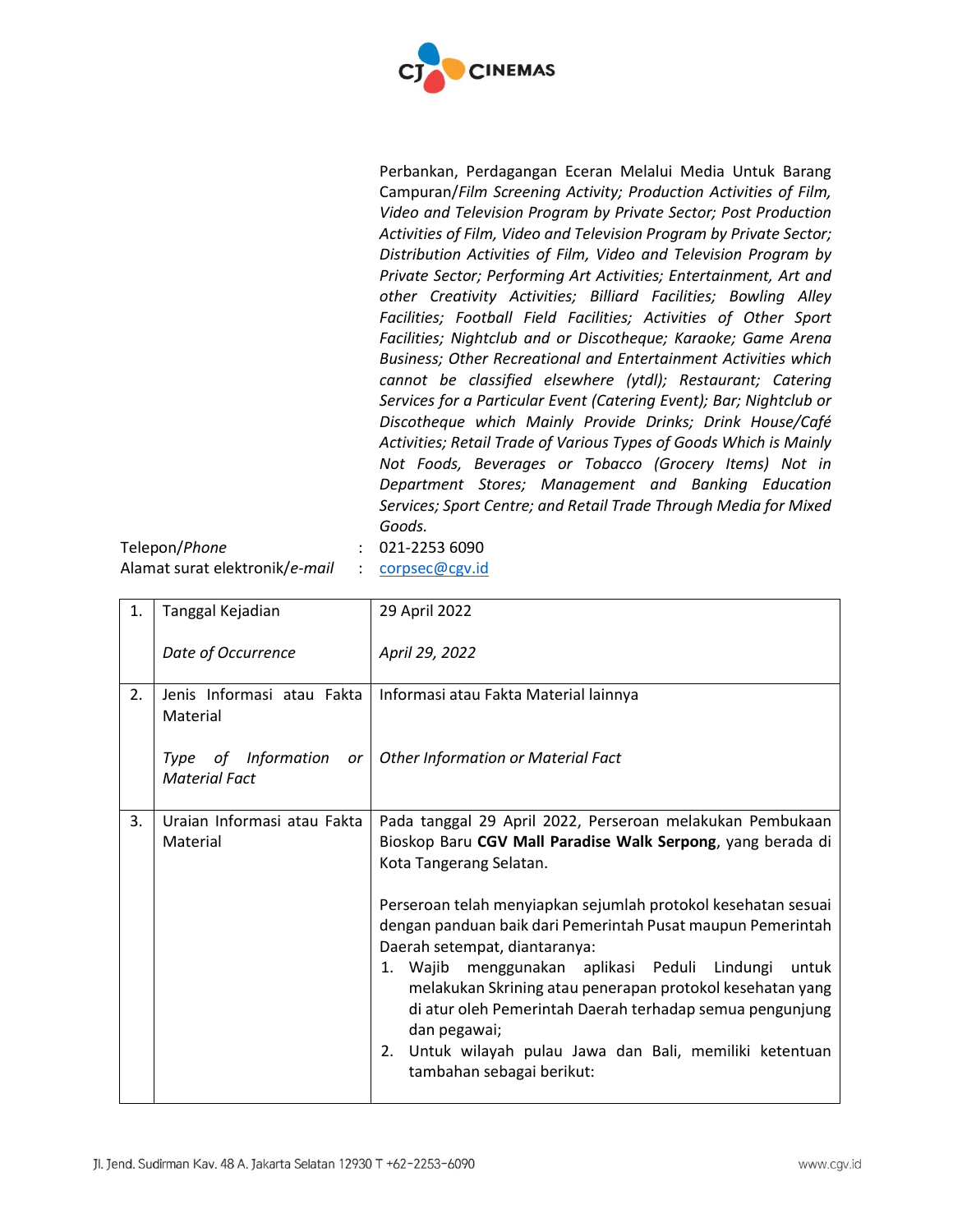Perbankan, Perdagangan Eceran Melalui Media Untuk Barang Campuran/*Film Screening Activity; Production Activities of Film, Video and Television Program by Private Sector; Post Production Activities of Film, Video and Television Program by Private Sector; Distribution Activities of Film, Video and Television Program by Private Sector; Performing Art Activities; Entertainment, Art and other Creativity Activities; Billiard Facilities; Bowling Alley Facilities; Football Field Facilities; Activities of Other Sport Facilities; Nightclub and or Discotheque; Karaoke; Game Arena Business; Other Recreational and Entertainment Activities which cannot be classified elsewhere (ytdl); Restaurant; Catering Services for a Particular Event (Catering Event); Bar; Nightclub or Discotheque which Mainly Provide Drinks; Drink House/Café Activities; Retail Trade of Various Types of Goods Which is Mainly Not Foods, Beverages or Tobacco (Grocery Items) Not in Department Stores; Management and Banking Education Services; Sport Centre; and Retail Trade Through Media for Mixed Goods.*

Telepon/*Phone* : 021-2253 6090

Alamat surat elektronik/*e-mail* : corpsec@cgv.id

| | | |
|---|---|---|
| 1. | Tanggal Kejadian<br><br>*Date of Occurrence* | 29 April 2022<br><br>*April 29, 2022* |
| 2. | Jenis Informasi atau Fakta Material<br><br>*Type of Information or Material Fact* | Informasi atau Fakta Material lainnya<br><br>*Other Information or Material Fact* |
| 3. | Uraian Informasi atau Fakta Material | Pada tanggal 29 April 2022, Perseroan melakukan Pembukaan Bioskop Baru **CGV Mall Paradise Walk Serpong**, yang berada di Kota Tangerang Selatan.<br><br>Perseroan telah menyiapkan sejumlah protokol kesehatan sesuai dengan panduan baik dari Pemerintah Pusat maupun Pemerintah Daerah setempat, diantaranya:<br>1. Wajib menggunakan aplikasi Peduli Lindungi untuk melakukan Skrining atau penerapan protokol kesehatan yang di atur oleh Pemerintah Daerah terhadap semua pengunjung dan pegawai;<br>2. Untuk wilayah pulau Jawa dan Bali, memiliki ketentuan tambahan sebagai berikut: |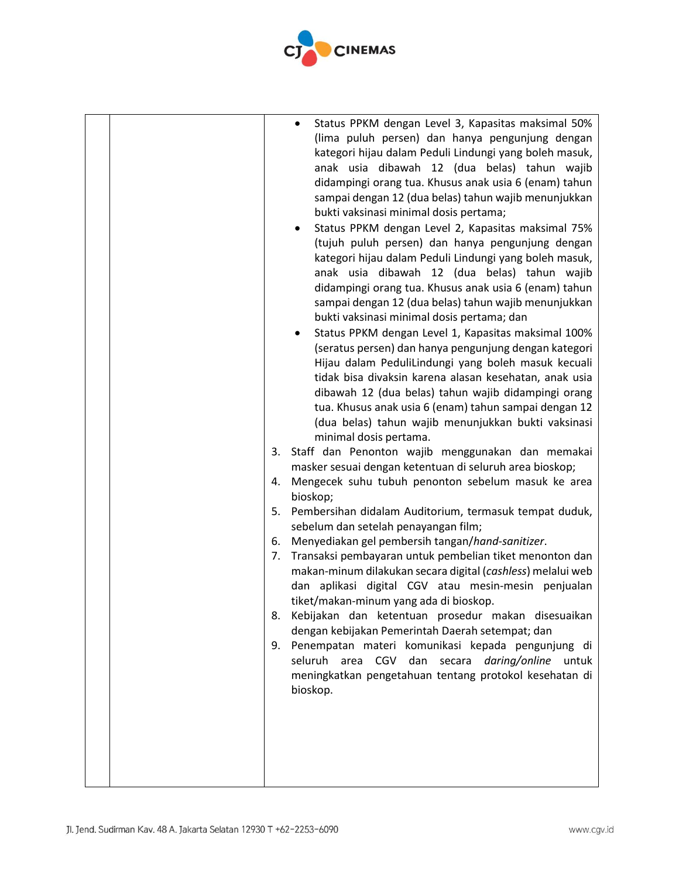| | | |
|---|---|---|
| | | <ul><li>Status PPKM dengan Level 3, Kapasitas maksimal 50% (lima puluh persen) dan hanya pengunjung dengan kategori hijau dalam Peduli Lindungi yang boleh masuk, anak usia dibawah 12 (dua belas) tahun wajib didampingi orang tua. Khusus anak usia 6 (enam) tahun sampai dengan 12 (dua belas) tahun wajib menunjukkan bukti vaksinasi minimal dosis pertama;</li><li>Status PPKM dengan Level 2, Kapasitas maksimal 75% (tujuh puluh persen) dan hanya pengunjung dengan kategori hijau dalam Peduli Lindungi yang boleh masuk, anak usia dibawah 12 (dua belas) tahun wajib didampingi orang tua. Khusus anak usia 6 (enam) tahun sampai dengan 12 (dua belas) tahun wajib menunjukkan bukti vaksinasi minimal dosis pertama; dan</li><li>Status PPKM dengan Level 1, Kapasitas maksimal 100% (seratus persen) dan hanya pengunjung dengan kategori Hijau dalam PeduliLindungi yang boleh masuk kecuali tidak bisa divaksin karena alasan kesehatan, anak usia dibawah 12 (dua belas) tahun wajib didampingi orang tua. Khusus anak usia 6 (enam) tahun sampai dengan 12 (dua belas) tahun wajib menunjukkan bukti vaksinasi minimal dosis pertama.</li></ul>3. Staff dan Penonton wajib menggunakan dan memakai masker sesuai dengan ketentuan di seluruh area bioskop;<br>4. Mengecek suhu tubuh penonton sebelum masuk ke area bioskop;<br>5. Pembersihan didalam Auditorium, termasuk tempat duduk, sebelum dan setelah penayangan film;<br>6. Menyediakan gel pembersih tangan/*hand-sanitizer*.<br>7. Transaksi pembayaran untuk pembelian tiket menonton dan makan-minum dilakukan secara digital (*cashless*) melalui web dan aplikasi digital CGV atau mesin-mesin penjualan tiket/makan-minum yang ada di bioskop.<br>8. Kebijakan dan ketentuan prosedur makan disesuaikan dengan kebijakan Pemerintah Daerah setempat; dan<br>9. Penempatan materi komunikasi kepada pengunjung di seluruh area CGV dan secara *daring/online* untuk meningkatkan pengetahuan tentang protokol kesehatan di bioskop. |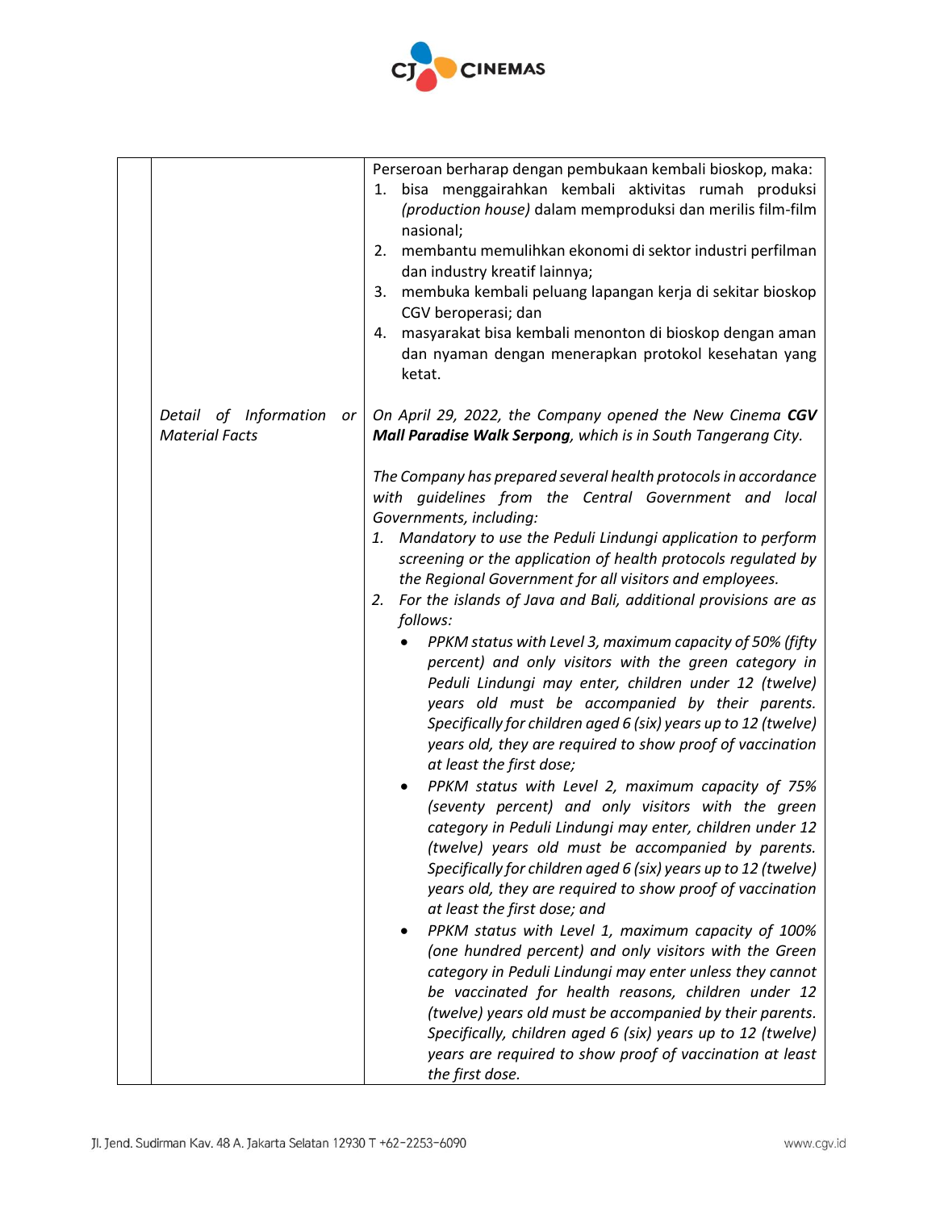| | | |
|---|---|---|
| | | Perseroan berharap dengan pembukaan kembali bioskop, maka:<br>1. bisa menggairahkan kembali aktivitas rumah produksi *(production house)* dalam memproduksi dan merilis film-film nasional;<br>2. membantu memulihkan ekonomi di sektor industri perfilman dan industry kreatif lainnya;<br>3. membuka kembali peluang lapangan kerja di sekitar bioskop CGV beroperasi; dan<br>4. masyarakat bisa kembali menonton di bioskop dengan aman dan nyaman dengan menerapkan protokol kesehatan yang ketat. |
| | *Detail of Information or Material Facts* | *On April 29, 2022, the Company opened the New Cinema **CGV Mall Paradise Walk Serpong**, which is in South Tangerang City.*<br><br>*The Company has prepared several health protocols in accordance with guidelines from the Central Government and local Governments, including:*<br>*1. Mandatory to use the Peduli Lindungi application to perform screening or the application of health protocols regulated by the Regional Government for all visitors and employees.*<br>*2. For the islands of Java and Bali, additional provisions are as follows:*<br>• *PPKM status with Level 3, maximum capacity of 50% (fifty percent) and only visitors with the green category in Peduli Lindungi may enter, children under 12 (twelve) years old must be accompanied by their parents. Specifically for children aged 6 (six) years up to 12 (twelve) years old, they are required to show proof of vaccination at least the first dose;*<br>• *PPKM status with Level 2, maximum capacity of 75% (seventy percent) and only visitors with the green category in Peduli Lindungi may enter, children under 12 (twelve) years old must be accompanied by parents. Specifically for children aged 6 (six) years up to 12 (twelve) years old, they are required to show proof of vaccination at least the first dose; and*<br>• *PPKM status with Level 1, maximum capacity of 100% (one hundred percent) and only visitors with the Green category in Peduli Lindungi may enter unless they cannot be vaccinated for health reasons, children under 12 (twelve) years old must be accompanied by their parents. Specifically, children aged 6 (six) years up to 12 (twelve) years are required to show proof of vaccination at least the first dose.* |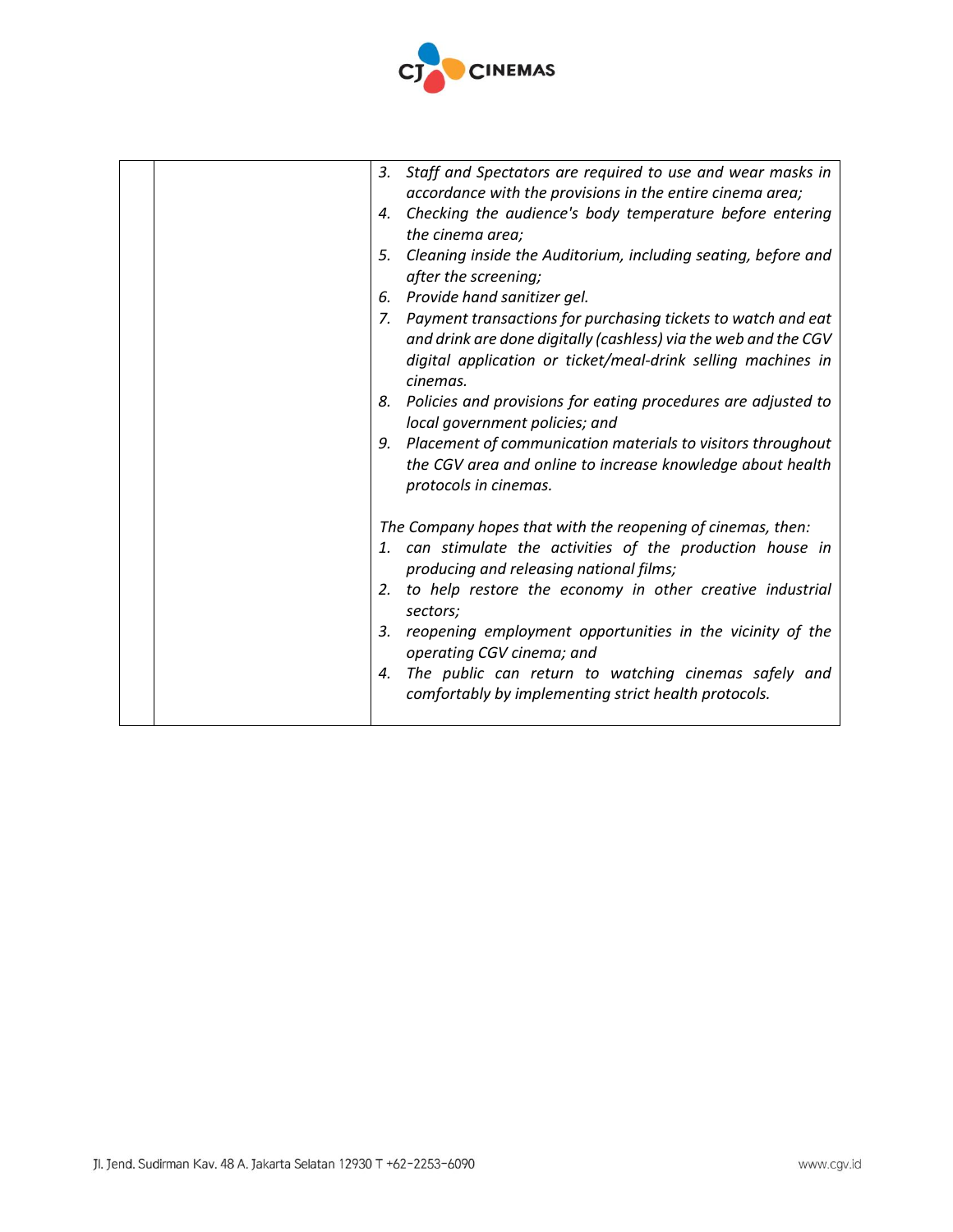| | | 3. *Staff and Spectators are required to use and wear masks in accordance with the provisions in the entire cinema area;*<br>4. *Checking the audience's body temperature before entering the cinema area;*<br>5. *Cleaning inside the Auditorium, including seating, before and after the screening;*<br>6. *Provide hand sanitizer gel.*<br>7. *Payment transactions for purchasing tickets to watch and eat and drink are done digitally (cashless) via the web and the CGV digital application or ticket/meal-drink selling machines in cinemas.*<br>8. *Policies and provisions for eating procedures are adjusted to local government policies; and*<br>9. *Placement of communication materials to visitors throughout the CGV area and online to increase knowledge about health protocols in cinemas.*<br><br>*The Company hopes that with the reopening of cinemas, then:*<br>1. *can stimulate the activities of the production house in producing and releasing national films;*<br>2. *to help restore the economy in other creative industrial sectors;*<br>3. *reopening employment opportunities in the vicinity of the operating CGV cinema; and*<br>4. *The public can return to watching cinemas safely and comfortably by implementing strict health protocols.* |
|---|---|---|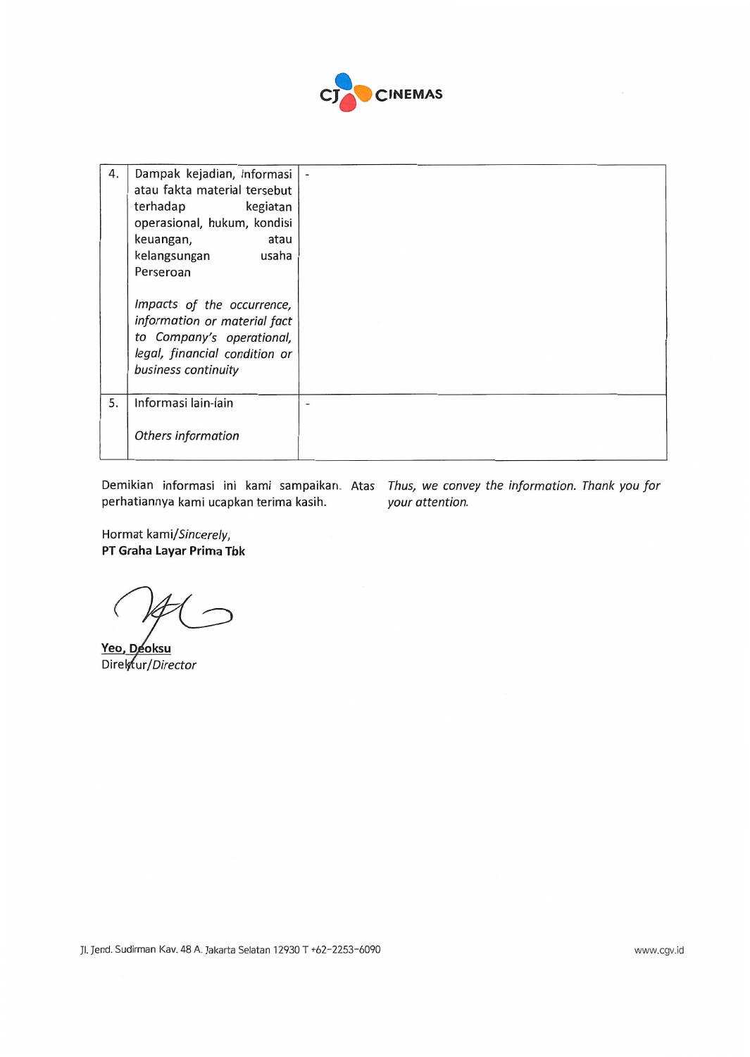CJ CINEMAS

| | | |
|---|---|---|
| 4. | Dampak kejadian, informasi atau fakta material tersebut terhadap kegiatan operasional, hukum, kondisi keuangan, atau kelangsungan usaha Perseroan<br><br>*Impacts of the occurrence, information or material fact to Company's operational, legal, financial condition or business continuity* | - |
| 5. | Informasi lain-lain<br><br>*Others information* | - |

Demikian informasi ini kami sampaikan. Atas perhatiannya kami ucapkan terima kasih.

*Thus, we convey the information. Thank you for your attention.*

Hormat kami/*Sincerely*,
**PT Graha Layar Prima Tbk**

**Yeo, Deoksu**
Direktur/*Director*

Jl. Jend. Sudirman Kav. 48 A. Jakarta Selatan 12930 T +62-2253-6090 www.cgv.id